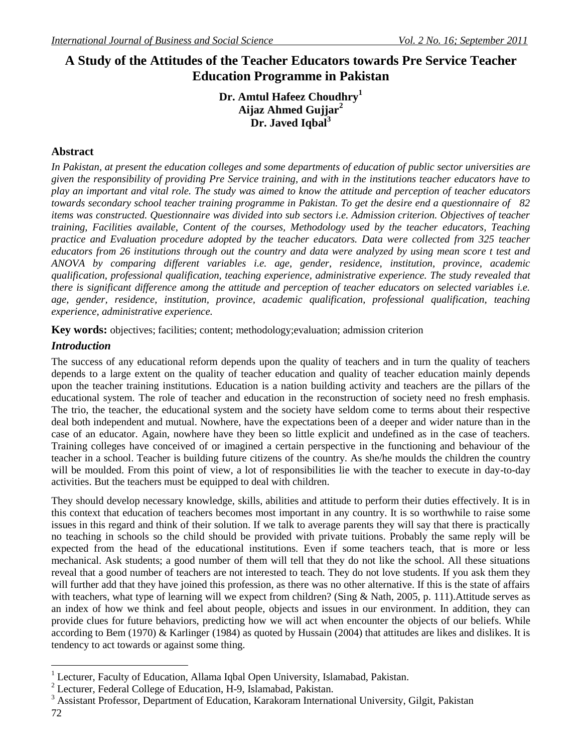# A Study of the Attitudes of the Teacher Educators towards Pre Service Teacher Education Programme in Pakistan

**Dr. Amtul Hafeez Choudhry[1]**
**Aijaz Ahmed Gujjar[2]**
**Dr. Javed Iqbal[3]**

## Abstract

*In Pakistan, at present the education colleges and some departments of education of public sector universities are given the responsibility of providing Pre Service training, and with in the institutions teacher educators have to play an important and vital role. The study was aimed to know the attitude and perception of teacher educators towards secondary school teacher training programme in Pakistan. To get the desire end a questionnaire of 82 items was constructed. Questionnaire was divided into sub sectors i.e. Admission criterion. Objectives of teacher training, Facilities available, Content of the courses, Methodology used by the teacher educators, Teaching practice and Evaluation procedure adopted by the teacher educators. Data were collected from 325 teacher educators from 26 institutions through out the country and data were analyzed by using mean score t test and ANOVA by comparing different variables i.e. age, gender, residence, institution, province, academic qualification, professional qualification, teaching experience, administrative experience. The study revealed that there is significant difference among the attitude and perception of teacher educators on selected variables i.e. age, gender, residence, institution, province, academic qualification, professional qualification, teaching experience, administrative experience.*

**Key words:** objectives; facilities; content; methodology;evaluation; admission criterion

## *Introduction*

The success of any educational reform depends upon the quality of teachers and in turn the quality of teachers depends to a large extent on the quality of teacher education and quality of teacher education mainly depends upon the teacher training institutions. Education is a nation building activity and teachers are the pillars of the educational system. The role of teacher and education in the reconstruction of society need no fresh emphasis. The trio, the teacher, the educational system and the society have seldom come to terms about their respective deal both independent and mutual. Nowhere, have the expectations been of a deeper and wider nature than in the case of an educator. Again, nowhere have they been so little explicit and undefined as in the case of teachers. Training colleges have conceived of or imagined a certain perspective in the functioning and behaviour of the teacher in a school. Teacher is building future citizens of the country. As she/he moulds the children the country will be moulded. From this point of view, a lot of responsibilities lie with the teacher to execute in day-to-day activities. But the teachers must be equipped to deal with children.

They should develop necessary knowledge, skills, abilities and attitude to perform their duties effectively. It is in this context that education of teachers becomes most important in any country. It is so worthwhile to raise some issues in this regard and think of their solution. If we talk to average parents they will say that there is practically no teaching in schools so the child should be provided with private tuitions. Probably the same reply will be expected from the head of the educational institutions. Even if some teachers teach, that is more or less mechanical. Ask students; a good number of them will tell that they do not like the school. All these situations reveal that a good number of teachers are not interested to teach. They do not love students. If you ask them they will further add that they have joined this profession, as there was no other alternative. If this is the state of affairs with teachers, what type of learning will we expect from children? (Sing & Nath, 2005, p. 111).Attitude serves as an index of how we think and feel about people, objects and issues in our environment. In addition, they can provide clues for future behaviors, predicting how we will act when encounter the objects of our beliefs. While according to Bem (1970) & Karlinger (1984) as quoted by Hussain (2004) that attitudes are likes and dislikes. It is tendency to act towards or against some thing.

---

[1] Lecturer, Faculty of Education, Allama Iqbal Open University, Islamabad, Pakistan.
[2] Lecturer, Federal College of Education, H-9, Islamabad, Pakistan.
[3] Assistant Professor, Department of Education, Karakoram International University, Gilgit, Pakistan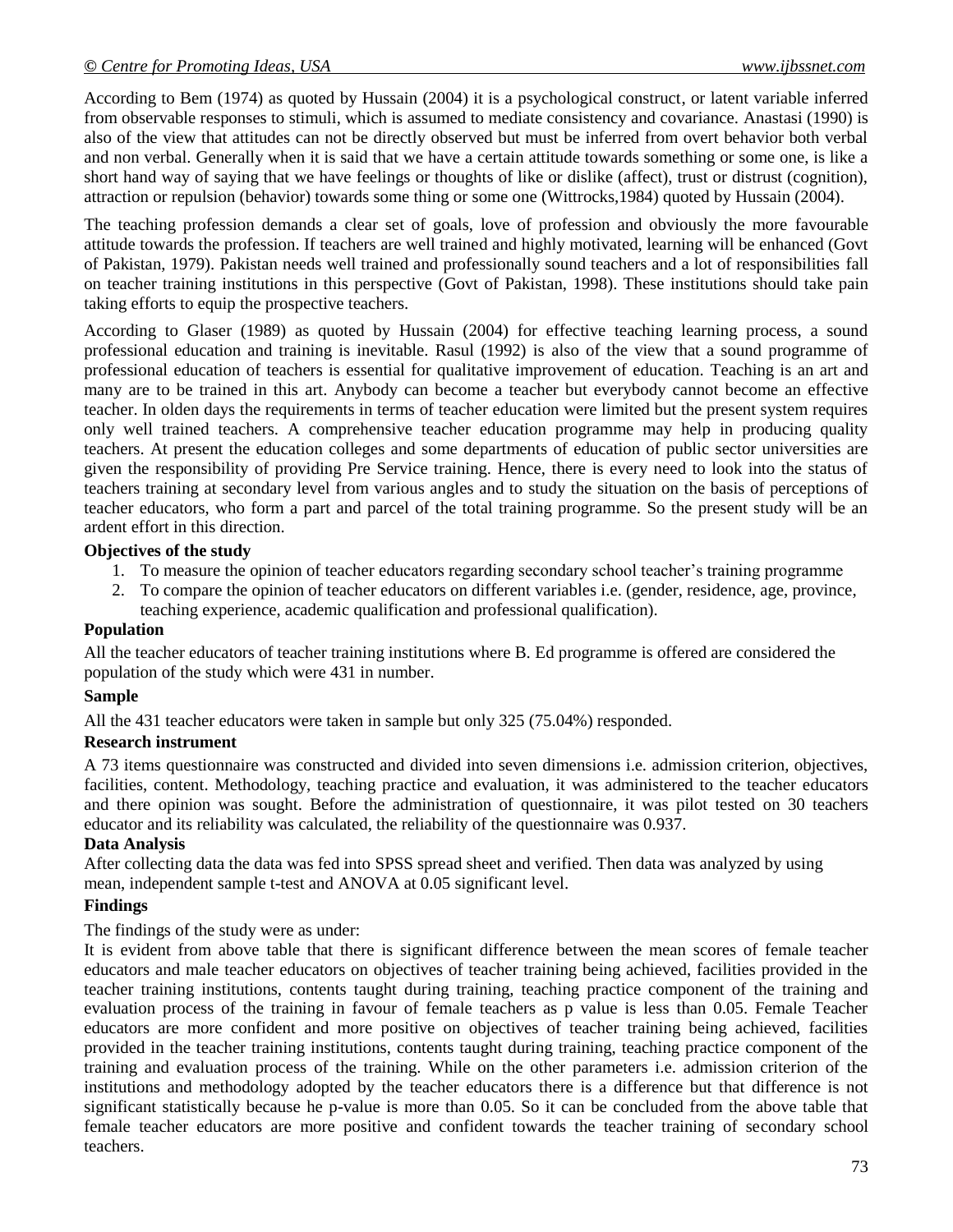According to Bem (1974) as quoted by Hussain (2004) it is a psychological construct, or latent variable inferred from observable responses to stimuli, which is assumed to mediate consistency and covariance. Anastasi (1990) is also of the view that attitudes can not be directly observed but must be inferred from overt behavior both verbal and non verbal. Generally when it is said that we have a certain attitude towards something or some one, is like a short hand way of saying that we have feelings or thoughts of like or dislike (affect), trust or distrust (cognition), attraction or repulsion (behavior) towards some thing or some one (Wittrocks,1984) quoted by Hussain (2004).

The teaching profession demands a clear set of goals, love of profession and obviously the more favourable attitude towards the profession. If teachers are well trained and highly motivated, learning will be enhanced (Govt of Pakistan, 1979). Pakistan needs well trained and professionally sound teachers and a lot of responsibilities fall on teacher training institutions in this perspective (Govt of Pakistan, 1998). These institutions should take pain taking efforts to equip the prospective teachers.

According to Glaser (1989) as quoted by Hussain (2004) for effective teaching learning process, a sound professional education and training is inevitable. Rasul (1992) is also of the view that a sound programme of professional education of teachers is essential for qualitative improvement of education. Teaching is an art and many are to be trained in this art. Anybody can become a teacher but everybody cannot become an effective teacher. In olden days the requirements in terms of teacher education were limited but the present system requires only well trained teachers. A comprehensive teacher education programme may help in producing quality teachers. At present the education colleges and some departments of education of public sector universities are given the responsibility of providing Pre Service training. Hence, there is every need to look into the status of teachers training at secondary level from various angles and to study the situation on the basis of perceptions of teacher educators, who form a part and parcel of the total training programme. So the present study will be an ardent effort in this direction.

**Objectives of the study**

1. To measure the opinion of teacher educators regarding secondary school teacher's training programme
2. To compare the opinion of teacher educators on different variables i.e. (gender, residence, age, province, teaching experience, academic qualification and professional qualification).

**Population**

All the teacher educators of teacher training institutions where B. Ed programme is offered are considered the population of the study which were 431 in number.

**Sample**

All the 431 teacher educators were taken in sample but only 325 (75.04%) responded.

**Research instrument**

A 73 items questionnaire was constructed and divided into seven dimensions i.e. admission criterion, objectives, facilities, content. Methodology, teaching practice and evaluation, it was administered to the teacher educators and there opinion was sought. Before the administration of questionnaire, it was pilot tested on 30 teachers educator and its reliability was calculated, the reliability of the questionnaire was 0.937.

**Data Analysis**

After collecting data the data was fed into SPSS spread sheet and verified. Then data was analyzed by using mean, independent sample t-test and ANOVA at 0.05 significant level.

**Findings**

The findings of the study were as under:

It is evident from above table that there is significant difference between the mean scores of female teacher educators and male teacher educators on objectives of teacher training being achieved, facilities provided in the teacher training institutions, contents taught during training, teaching practice component of the training and evaluation process of the training in favour of female teachers as p value is less than 0.05. Female Teacher educators are more confident and more positive on objectives of teacher training being achieved, facilities provided in the teacher training institutions, contents taught during training, teaching practice component of the training and evaluation process of the training. While on the other parameters i.e. admission criterion of the institutions and methodology adopted by the teacher educators there is a difference but that difference is not significant statistically because he p-value is more than 0.05. So it can be concluded from the above table that female teacher educators are more positive and confident towards the teacher training of secondary school teachers.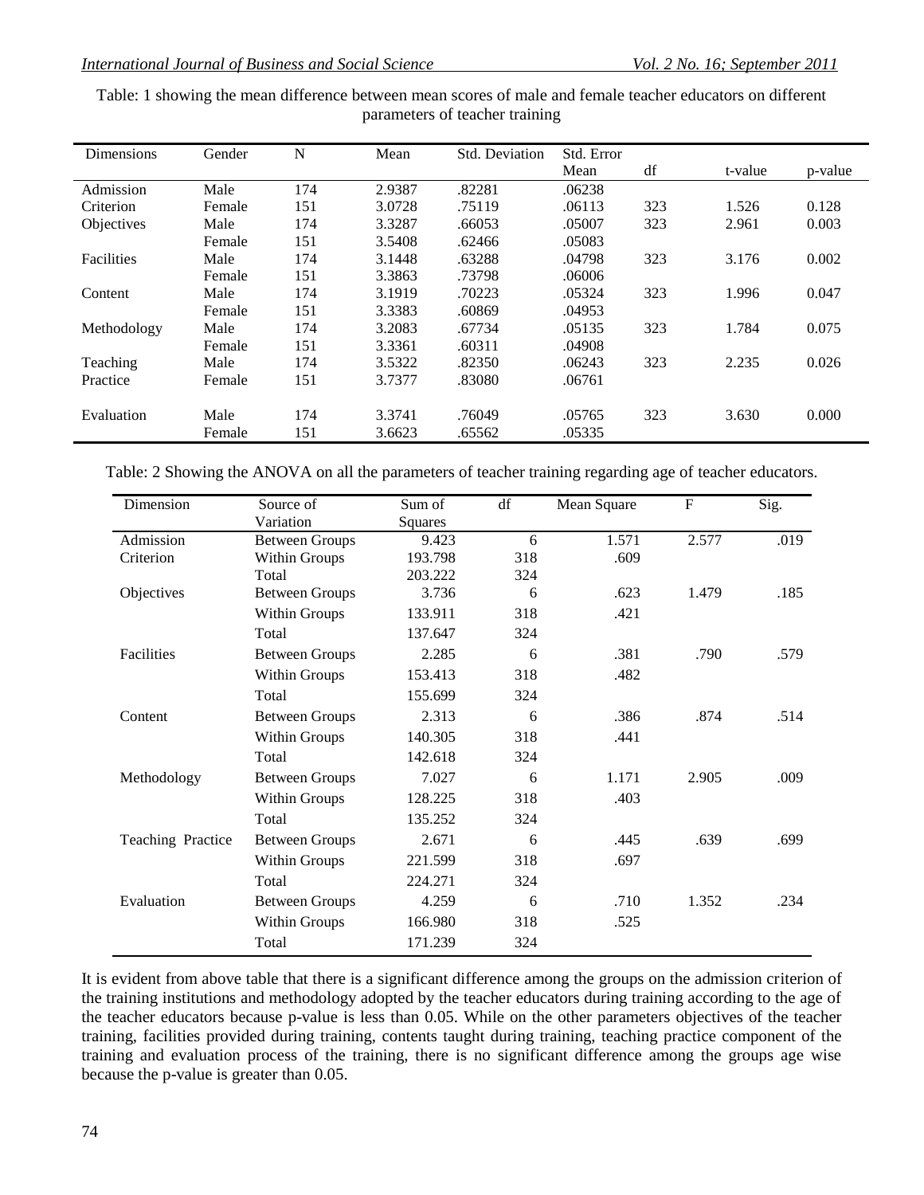Table: 1 showing the mean difference between mean scores of male and female teacher educators on different parameters of teacher training

| Dimensions | Gender | N | Mean | Std. Deviation | Std. Error Mean | df | t-value | p-value |
|---|---|---|---|---|---|---|---|---|
| Admission | Male | 174 | 2.9387 | .82281 | .06238 | | | |
| Criterion | Female | 151 | 3.0728 | .75119 | .06113 | 323 | 1.526 | 0.128 |
| Objectives | Male | 174 | 3.3287 | .66053 | .05007 | 323 | 2.961 | 0.003 |
| | Female | 151 | 3.5408 | .62466 | .05083 | | | |
| Facilities | Male | 174 | 3.1448 | .63288 | .04798 | 323 | 3.176 | 0.002 |
| | Female | 151 | 3.3863 | .73798 | .06006 | | | |
| Content | Male | 174 | 3.1919 | .70223 | .05324 | 323 | 1.996 | 0.047 |
| | Female | 151 | 3.3383 | .60869 | .04953 | | | |
| Methodology | Male | 174 | 3.2083 | .67734 | .05135 | 323 | 1.784 | 0.075 |
| | Female | 151 | 3.3361 | .60311 | .04908 | | | |
| Teaching | Male | 174 | 3.5322 | .82350 | .06243 | 323 | 2.235 | 0.026 |
| Practice | Female | 151 | 3.7377 | .83080 | .06761 | | | |
| Evaluation | Male | 174 | 3.3741 | .76049 | .05765 | 323 | 3.630 | 0.000 |
| | Female | 151 | 3.6623 | .65562 | .05335 | | | |

Table: 2 Showing the ANOVA on all the parameters of teacher training regarding age of teacher educators.

| Dimension | Source of Variation | Sum of Squares | df | Mean Square | F | Sig. |
|---|---|---|---|---|---|---|
| Admission | Between Groups | 9.423 | 6 | 1.571 | 2.577 | .019 |
| Criterion | Within Groups | 193.798 | 318 | .609 | | |
| | Total | 203.222 | 324 | | | |
| Objectives | Between Groups | 3.736 | 6 | .623 | 1.479 | .185 |
| | Within Groups | 133.911 | 318 | .421 | | |
| | Total | 137.647 | 324 | | | |
| Facilities | Between Groups | 2.285 | 6 | .381 | .790 | .579 |
| | Within Groups | 153.413 | 318 | .482 | | |
| | Total | 155.699 | 324 | | | |
| Content | Between Groups | 2.313 | 6 | .386 | .874 | .514 |
| | Within Groups | 140.305 | 318 | .441 | | |
| | Total | 142.618 | 324 | | | |
| Methodology | Between Groups | 7.027 | 6 | 1.171 | 2.905 | .009 |
| | Within Groups | 128.225 | 318 | .403 | | |
| | Total | 135.252 | 324 | | | |
| Teaching Practice | Between Groups | 2.671 | 6 | .445 | .639 | .699 |
| | Within Groups | 221.599 | 318 | .697 | | |
| | Total | 224.271 | 324 | | | |
| Evaluation | Between Groups | 4.259 | 6 | .710 | 1.352 | .234 |
| | Within Groups | 166.980 | 318 | .525 | | |
| | Total | 171.239 | 324 | | | |

It is evident from above table that there is a significant difference among the groups on the admission criterion of the training institutions and methodology adopted by the teacher educators during training according to the age of the teacher educators because p-value is less than 0.05. While on the other parameters objectives of the teacher training, facilities provided during training, contents taught during training, teaching practice component of the training and evaluation process of the training, there is no significant difference among the groups age wise because the p-value is greater than 0.05.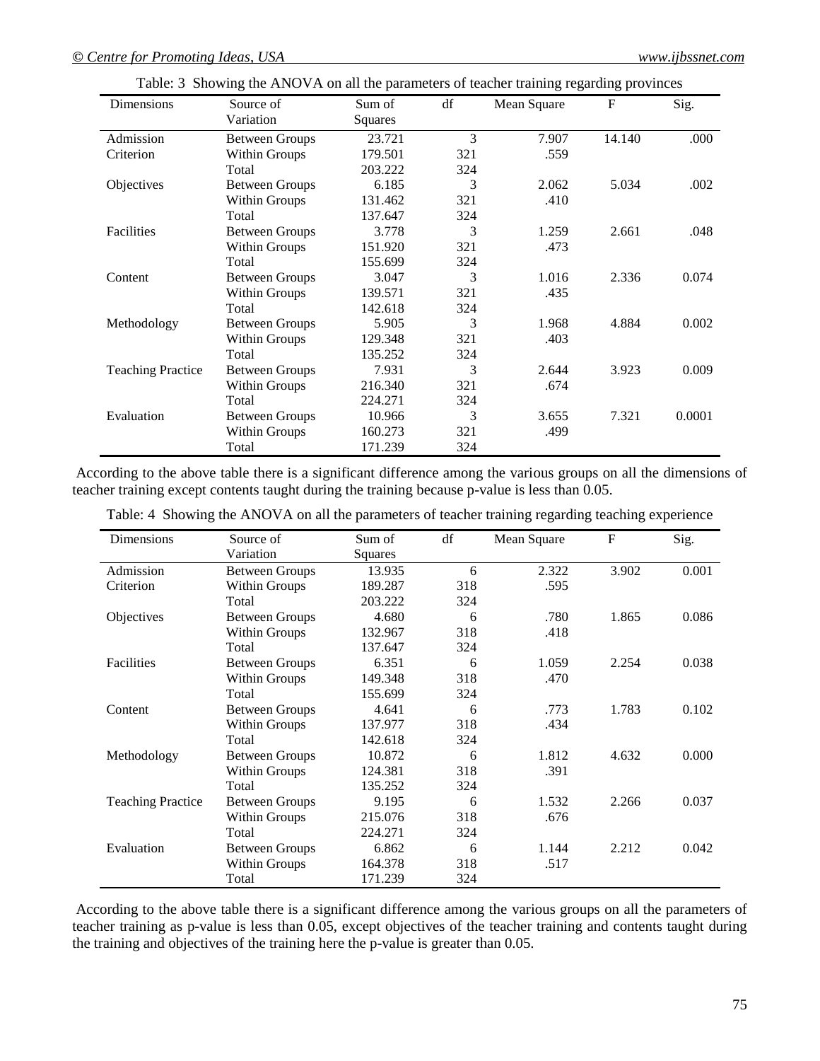Table: 3 Showing the ANOVA on all the parameters of teacher training regarding provinces

| Dimensions | Source of Variation | Sum of Squares | df | Mean Square | F | Sig. |
|---|---|---|---|---|---|---|
| Admission Criterion | Between Groups | 23.721 | 3 | 7.907 | 14.140 | .000 |
| | Within Groups | 179.501 | 321 | .559 | | |
| | Total | 203.222 | 324 | | | |
| Objectives | Between Groups | 6.185 | 3 | 2.062 | 5.034 | .002 |
| | Within Groups | 131.462 | 321 | .410 | | |
| | Total | 137.647 | 324 | | | |
| Facilities | Between Groups | 3.778 | 3 | 1.259 | 2.661 | .048 |
| | Within Groups | 151.920 | 321 | .473 | | |
| | Total | 155.699 | 324 | | | |
| Content | Between Groups | 3.047 | 3 | 1.016 | 2.336 | 0.074 |
| | Within Groups | 139.571 | 321 | .435 | | |
| | Total | 142.618 | 324 | | | |
| Methodology | Between Groups | 5.905 | 3 | 1.968 | 4.884 | 0.002 |
| | Within Groups | 129.348 | 321 | .403 | | |
| | Total | 135.252 | 324 | | | |
| Teaching Practice | Between Groups | 7.931 | 3 | 2.644 | 3.923 | 0.009 |
| | Within Groups | 216.340 | 321 | .674 | | |
| | Total | 224.271 | 324 | | | |
| Evaluation | Between Groups | 10.966 | 3 | 3.655 | 7.321 | 0.0001 |
| | Within Groups | 160.273 | 321 | .499 | | |
| | Total | 171.239 | 324 | | | |

According to the above table there is a significant difference among the various groups on all the dimensions of teacher training except contents taught during the training because p-value is less than 0.05.

Table: 4 Showing the ANOVA on all the parameters of teacher training regarding teaching experience

| Dimensions | Source of Variation | Sum of Squares | df | Mean Square | F | Sig. |
|---|---|---|---|---|---|---|
| Admission Criterion | Between Groups | 13.935 | 6 | 2.322 | 3.902 | 0.001 |
| | Within Groups | 189.287 | 318 | .595 | | |
| | Total | 203.222 | 324 | | | |
| Objectives | Between Groups | 4.680 | 6 | .780 | 1.865 | 0.086 |
| | Within Groups | 132.967 | 318 | .418 | | |
| | Total | 137.647 | 324 | | | |
| Facilities | Between Groups | 6.351 | 6 | 1.059 | 2.254 | 0.038 |
| | Within Groups | 149.348 | 318 | .470 | | |
| | Total | 155.699 | 324 | | | |
| Content | Between Groups | 4.641 | 6 | .773 | 1.783 | 0.102 |
| | Within Groups | 137.977 | 318 | .434 | | |
| | Total | 142.618 | 324 | | | |
| Methodology | Between Groups | 10.872 | 6 | 1.812 | 4.632 | 0.000 |
| | Within Groups | 124.381 | 318 | .391 | | |
| | Total | 135.252 | 324 | | | |
| Teaching Practice | Between Groups | 9.195 | 6 | 1.532 | 2.266 | 0.037 |
| | Within Groups | 215.076 | 318 | .676 | | |
| | Total | 224.271 | 324 | | | |
| Evaluation | Between Groups | 6.862 | 6 | 1.144 | 2.212 | 0.042 |
| | Within Groups | 164.378 | 318 | .517 | | |
| | Total | 171.239 | 324 | | | |

According to the above table there is a significant difference among the various groups on all the parameters of teacher training as p-value is less than 0.05, except objectives of the teacher training and contents taught during the training and objectives of the training here the p-value is greater than 0.05.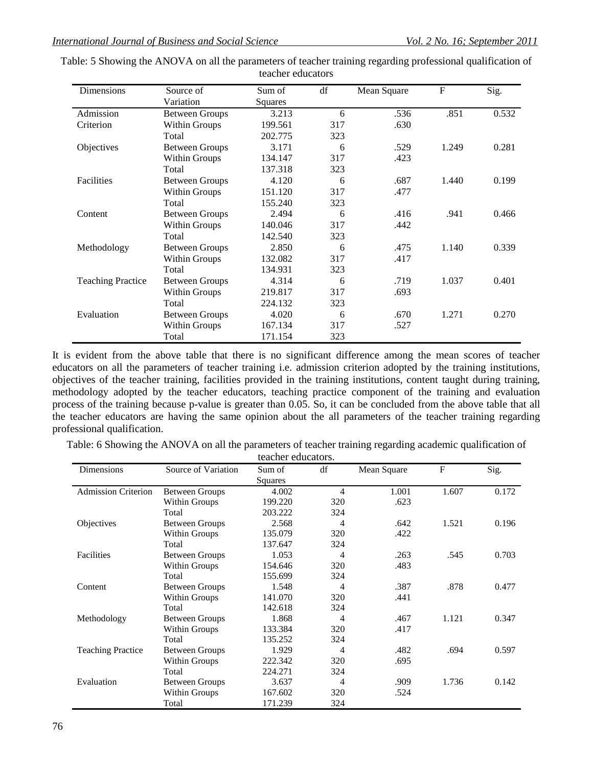Table: 5 Showing the ANOVA on all the parameters of teacher training regarding professional qualification of teacher educators

| Dimensions | Source of Variation | Sum of Squares | df | Mean Square | F | Sig. |
|---|---|---|---|---|---|---|
| Admission Criterion | Between Groups | 3.213 | 6 | .536 | .851 | 0.532 |
| | Within Groups | 199.561 | 317 | .630 | | |
| | Total | 202.775 | 323 | | | |
| Objectives | Between Groups | 3.171 | 6 | .529 | 1.249 | 0.281 |
| | Within Groups | 134.147 | 317 | .423 | | |
| | Total | 137.318 | 323 | | | |
| Facilities | Between Groups | 4.120 | 6 | .687 | 1.440 | 0.199 |
| | Within Groups | 151.120 | 317 | .477 | | |
| | Total | 155.240 | 323 | | | |
| Content | Between Groups | 2.494 | 6 | .416 | .941 | 0.466 |
| | Within Groups | 140.046 | 317 | .442 | | |
| | Total | 142.540 | 323 | | | |
| Methodology | Between Groups | 2.850 | 6 | .475 | 1.140 | 0.339 |
| | Within Groups | 132.082 | 317 | .417 | | |
| | Total | 134.931 | 323 | | | |
| Teaching Practice | Between Groups | 4.314 | 6 | .719 | 1.037 | 0.401 |
| | Within Groups | 219.817 | 317 | .693 | | |
| | Total | 224.132 | 323 | | | |
| Evaluation | Between Groups | 4.020 | 6 | .670 | 1.271 | 0.270 |
| | Within Groups | 167.134 | 317 | .527 | | |
| | Total | 171.154 | 323 | | | |

It is evident from the above table that there is no significant difference among the mean scores of teacher educators on all the parameters of teacher training i.e. admission criterion adopted by the training institutions, objectives of the teacher training, facilities provided in the training institutions, content taught during training, methodology adopted by the teacher educators, teaching practice component of the training and evaluation process of the training because p-value is greater than 0.05. So, it can be concluded from the above table that all the teacher educators are having the same opinion about the all parameters of the teacher training regarding professional qualification.

Table: 6 Showing the ANOVA on all the parameters of teacher training regarding academic qualification of teacher educators.

| Dimensions | Source of Variation | Sum of Squares | df | Mean Square | F | Sig. |
|---|---|---|---|---|---|---|
| Admission Criterion | Between Groups | 4.002 | 4 | 1.001 | 1.607 | 0.172 |
| | Within Groups | 199.220 | 320 | .623 | | |
| | Total | 203.222 | 324 | | | |
| Objectives | Between Groups | 2.568 | 4 | .642 | 1.521 | 0.196 |
| | Within Groups | 135.079 | 320 | .422 | | |
| | Total | 137.647 | 324 | | | |
| Facilities | Between Groups | 1.053 | 4 | .263 | .545 | 0.703 |
| | Within Groups | 154.646 | 320 | .483 | | |
| | Total | 155.699 | 324 | | | |
| Content | Between Groups | 1.548 | 4 | .387 | .878 | 0.477 |
| | Within Groups | 141.070 | 320 | .441 | | |
| | Total | 142.618 | 324 | | | |
| Methodology | Between Groups | 1.868 | 4 | .467 | 1.121 | 0.347 |
| | Within Groups | 133.384 | 320 | .417 | | |
| | Total | 135.252 | 324 | | | |
| Teaching Practice | Between Groups | 1.929 | 4 | .482 | .694 | 0.597 |
| | Within Groups | 222.342 | 320 | .695 | | |
| | Total | 224.271 | 324 | | | |
| Evaluation | Between Groups | 3.637 | 4 | .909 | 1.736 | 0.142 |
| | Within Groups | 167.602 | 320 | .524 | | |
| | Total | 171.239 | 324 | | | |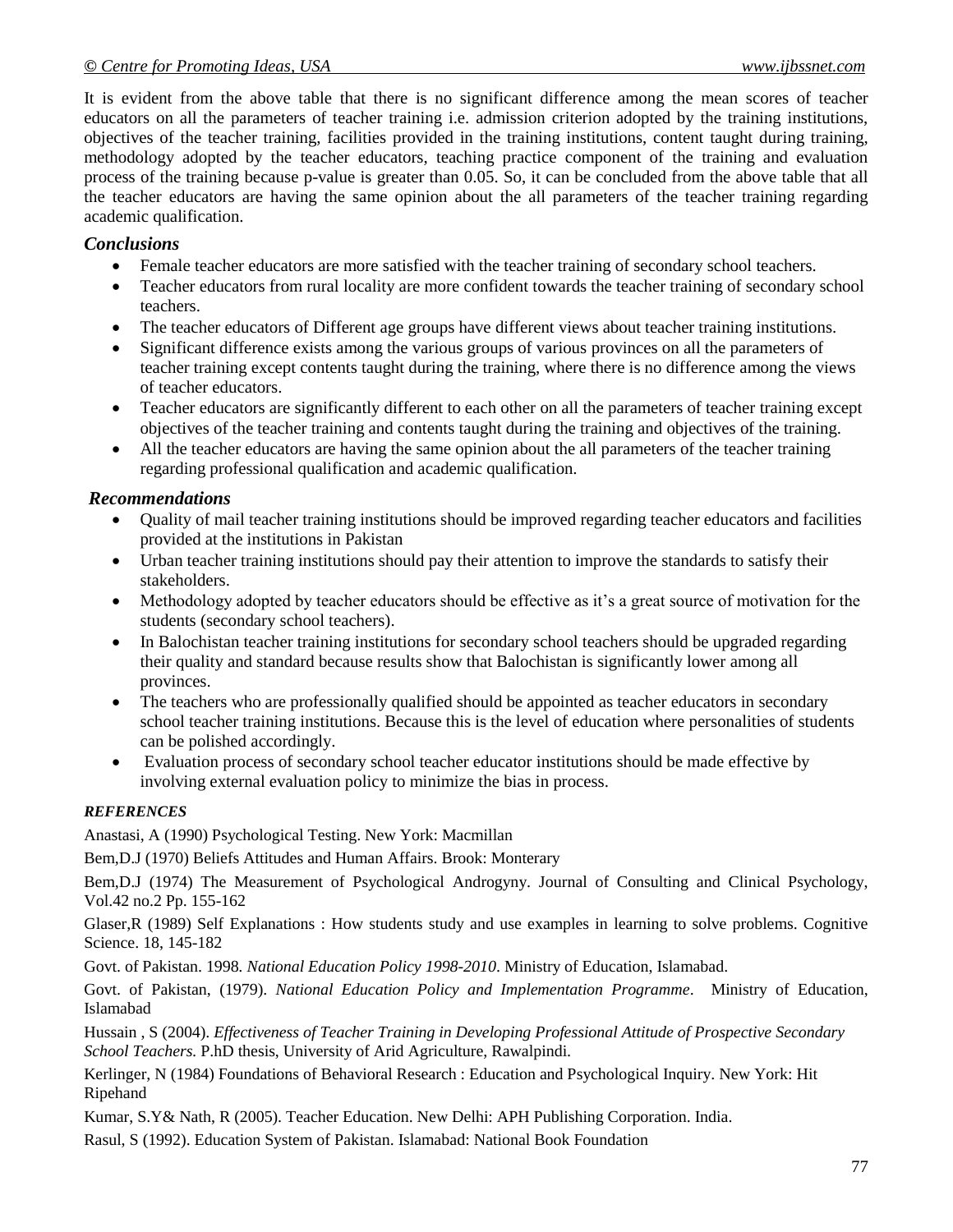It is evident from the above table that there is no significant difference among the mean scores of teacher educators on all the parameters of teacher training i.e. admission criterion adopted by the training institutions, objectives of the teacher training, facilities provided in the training institutions, content taught during training, methodology adopted by the teacher educators, teaching practice component of the training and evaluation process of the training because p-value is greater than 0.05. So, it can be concluded from the above table that all the teacher educators are having the same opinion about the all parameters of the teacher training regarding academic qualification.

### *Conclusions*

- Female teacher educators are more satisfied with the teacher training of secondary school teachers.
- Teacher educators from rural locality are more confident towards the teacher training of secondary school teachers.
- The teacher educators of Different age groups have different views about teacher training institutions.
- Significant difference exists among the various groups of various provinces on all the parameters of teacher training except contents taught during the training, where there is no difference among the views of teacher educators.
- Teacher educators are significantly different to each other on all the parameters of teacher training except objectives of the teacher training and contents taught during the training and objectives of the training.
- All the teacher educators are having the same opinion about the all parameters of the teacher training regarding professional qualification and academic qualification.

### *Recommendations*

- Quality of mail teacher training institutions should be improved regarding teacher educators and facilities provided at the institutions in Pakistan
- Urban teacher training institutions should pay their attention to improve the standards to satisfy their stakeholders.
- Methodology adopted by teacher educators should be effective as it's a great source of motivation for the students (secondary school teachers).
- In Balochistan teacher training institutions for secondary school teachers should be upgraded regarding their quality and standard because results show that Balochistan is significantly lower among all provinces.
- The teachers who are professionally qualified should be appointed as teacher educators in secondary school teacher training institutions. Because this is the level of education where personalities of students can be polished accordingly.
- Evaluation process of secondary school teacher educator institutions should be made effective by involving external evaluation policy to minimize the bias in process.

### *REFERENCES*

Anastasi, A (1990) Psychological Testing. New York: Macmillan

Bem,D.J (1970) Beliefs Attitudes and Human Affairs. Brook: Monterary

Bem,D.J (1974) The Measurement of Psychological Androgyny. Journal of Consulting and Clinical Psychology, Vol.42 no.2 Pp. 155-162

Glaser,R (1989) Self Explanations : How students study and use examples in learning to solve problems. Cognitive Science. 18, 145-182

Govt. of Pakistan. 1998. *National Education Policy 1998-2010*. Ministry of Education, Islamabad.

Govt. of Pakistan, (1979). *National Education Policy and Implementation Programme*. Ministry of Education, Islamabad

Hussain , S (2004). *Effectiveness of Teacher Training in Developing Professional Attitude of Prospective Secondary School Teachers.* P.hD thesis, University of Arid Agriculture, Rawalpindi.

Kerlinger, N (1984) Foundations of Behavioral Research : Education and Psychological Inquiry. New York: Hit Ripehand

Kumar, S.Y& Nath, R (2005). Teacher Education. New Delhi: APH Publishing Corporation. India.

Rasul, S (1992). Education System of Pakistan. Islamabad: National Book Foundation